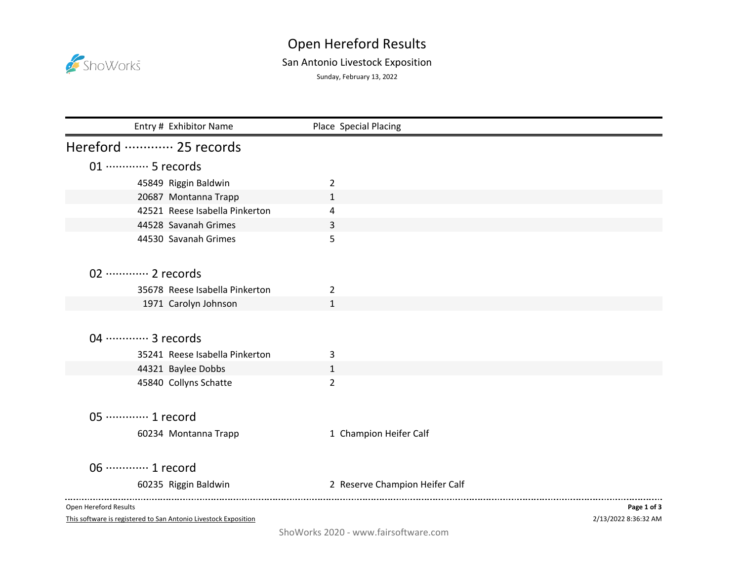# Open Hereford Results

## San Antonio Livestock Exposition

Sunday, February 13, 2022

| Entry # | Exhibitor Name | Place | Special Placing |
|---|---|---|---|

## Hereford ············· 25 records

### 01 ············· 5 records

| Entry # | Exhibitor Name | Place | Special Placing |
|---|---|---|---|
| 45849 | Riggin Baldwin | 2 | |
| 20687 | Montanna Trapp | 1 | |
| 42521 | Reese Isabella Pinkerton | 4 | |
| 44528 | Savanah Grimes | 3 | |
| 44530 | Savanah Grimes | 5 | |

### 02 ············· 2 records

| Entry # | Exhibitor Name | Place | Special Placing |
|---|---|---|---|
| 35678 | Reese Isabella Pinkerton | 2 | |
| 1971 | Carolyn Johnson | 1 | |

### 04 ············· 3 records

| Entry # | Exhibitor Name | Place | Special Placing |
|---|---|---|---|
| 35241 | Reese Isabella Pinkerton | 3 | |
| 44321 | Baylee Dobbs | 1 | |
| 45840 | Collyns Schatte | 2 | |

### 05 ············· 1 record

| Entry # | Exhibitor Name | Place | Special Placing |
|---|---|---|---|
| 60234 | Montanna Trapp | 1 | Champion Heifer Calf |

### 06 ············· 1 record

| Entry # | Exhibitor Name | Place | Special Placing |
|---|---|---|---|
| 60235 | Riggin Baldwin | 2 | Reserve Champion Heifer Calf |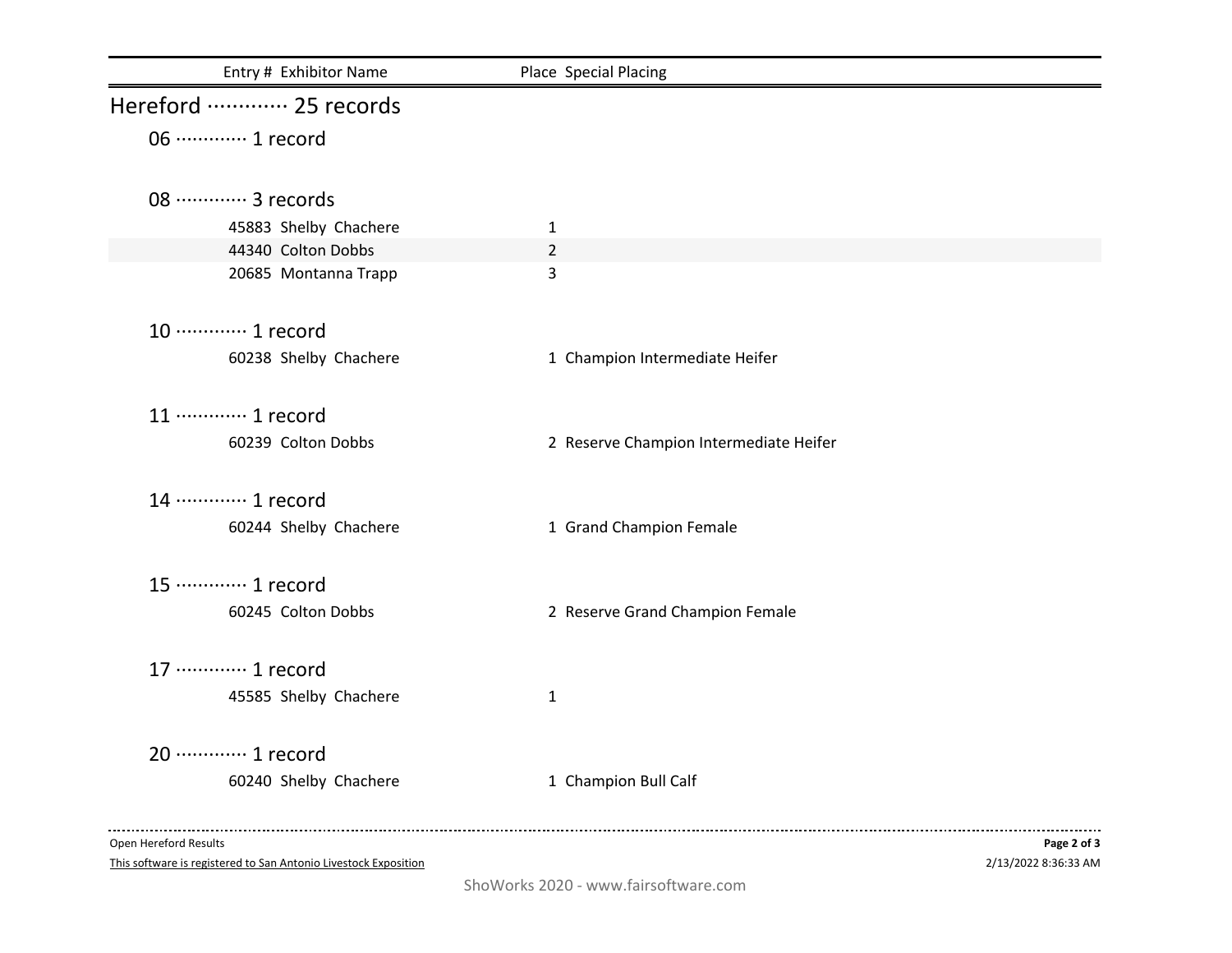| Entry # | Exhibitor Name | Place | Special Placing |
|---|---|---|---|

## Hereford ············· 25 records

### 06 ············· 1 record

### 08 ············· 3 records

| Entry # | Exhibitor Name | Place | Special Placing |
|---|---|---|---|
| 45883 | Shelby Chachere | 1 | |
| 44340 | Colton Dobbs | 2 | |
| 20685 | Montanna Trapp | 3 | |

### 10 ············· 1 record

| Entry # | Exhibitor Name | Place | Special Placing |
|---|---|---|---|
| 60238 | Shelby Chachere | 1 | Champion Intermediate Heifer |

### 11 ············· 1 record

| Entry # | Exhibitor Name | Place | Special Placing |
|---|---|---|---|
| 60239 | Colton Dobbs | 2 | Reserve Champion Intermediate Heifer |

### 14 ············· 1 record

| Entry # | Exhibitor Name | Place | Special Placing |
|---|---|---|---|
| 60244 | Shelby Chachere | 1 | Grand Champion Female |

### 15 ············· 1 record

| Entry # | Exhibitor Name | Place | Special Placing |
|---|---|---|---|
| 60245 | Colton Dobbs | 2 | Reserve Grand Champion Female |

### 17 ············· 1 record

| Entry # | Exhibitor Name | Place | Special Placing |
|---|---|---|---|
| 45585 | Shelby Chachere | 1 | |

### 20 ············· 1 record

| Entry # | Exhibitor Name | Place | Special Placing |
|---|---|---|---|
| 60240 | Shelby Chachere | 1 | Champion Bull Calf |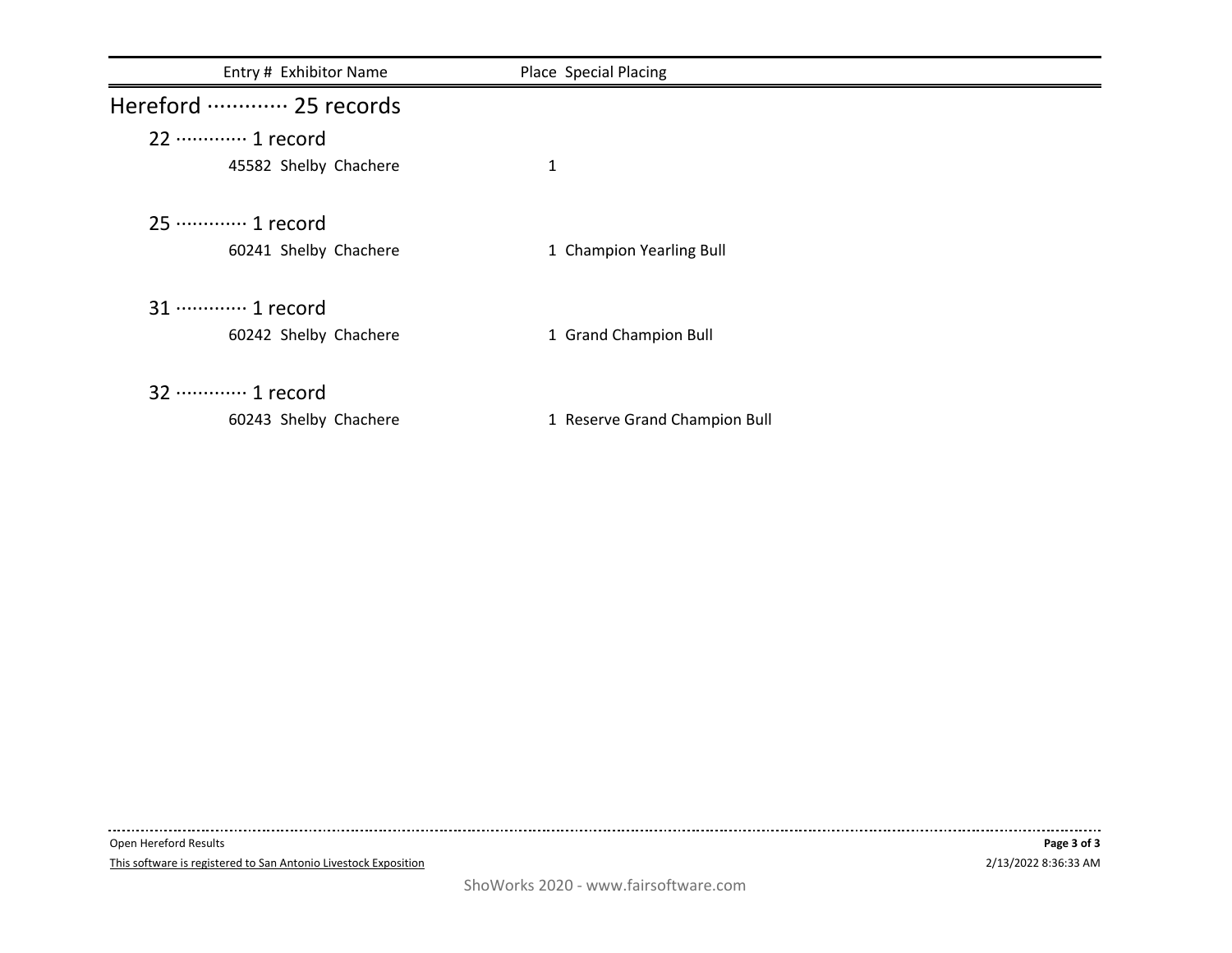| Entry # | Exhibitor Name | Place | Special Placing |
|---|---|---|---|

## Hereford ············· 25 records

### 22 ············· 1 record

| Entry # | Exhibitor Name | Place | Special Placing |
|---|---|---|---|
| 45582 | Shelby Chachere | 1 | |

### 25 ············· 1 record

| Entry # | Exhibitor Name | Place | Special Placing |
|---|---|---|---|
| 60241 | Shelby Chachere | 1 | Champion Yearling Bull |

### 31 ············· 1 record

| Entry # | Exhibitor Name | Place | Special Placing |
|---|---|---|---|
| 60242 | Shelby Chachere | 1 | Grand Champion Bull |

### 32 ············· 1 record

| Entry # | Exhibitor Name | Place | Special Placing |
|---|---|---|---|
| 60243 | Shelby Chachere | 1 | Reserve Grand Champion Bull |